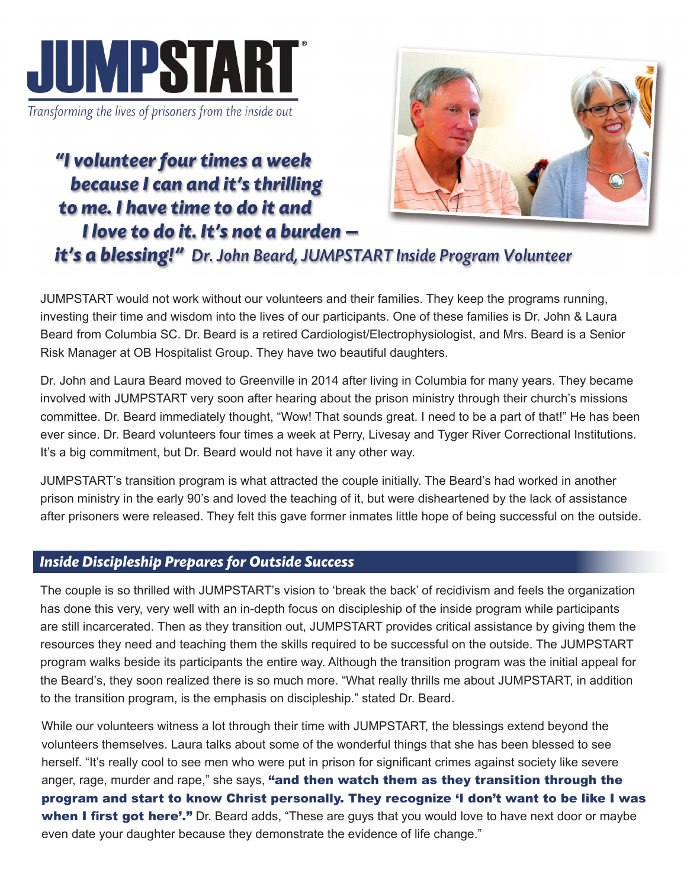# JUMPSTART®

*Transforming the lives of prisoners from the inside out*

> ***"I volunteer four times a week because I can and it's thrilling to me. I have time to do it and I love to do it. It's not a burden – it's a blessing!"*** *Dr. John Beard, JUMPSTART Inside Program Volunteer*

JUMPSTART would not work without our volunteers and their families. They keep the programs running, investing their time and wisdom into the lives of our participants. One of these families is Dr. John & Laura Beard from Columbia SC. Dr. Beard is a retired Cardiologist/Electrophysiologist, and Mrs. Beard is a Senior Risk Manager at OB Hospitalist Group. They have two beautiful daughters.

Dr. John and Laura Beard moved to Greenville in 2014 after living in Columbia for many years. They became involved with JUMPSTART very soon after hearing about the prison ministry through their church's missions committee. Dr. Beard immediately thought, "Wow! That sounds great. I need to be a part of that!" He has been ever since. Dr. Beard volunteers four times a week at Perry, Livesay and Tyger River Correctional Institutions. It's a big commitment, but Dr. Beard would not have it any other way.

JUMPSTART's transition program is what attracted the couple initially. The Beard's had worked in another prison ministry in the early 90's and loved the teaching of it, but were disheartened by the lack of assistance after prisoners were released. They felt this gave former inmates little hope of being successful on the outside.

## *Inside Discipleship Prepares for Outside Success*

The couple is so thrilled with JUMPSTART's vision to 'break the back' of recidivism and feels the organization has done this very, very well with an in-depth focus on discipleship of the inside program while participants are still incarcerated. Then as they transition out, JUMPSTART provides critical assistance by giving them the resources they need and teaching them the skills required to be successful on the outside. The JUMPSTART program walks beside its participants the entire way. Although the transition program was the initial appeal for the Beard's, they soon realized there is so much more. "What really thrills me about JUMPSTART, in addition to the transition program, is the emphasis on discipleship." stated Dr. Beard.

While our volunteers witness a lot through their time with JUMPSTART, the blessings extend beyond the volunteers themselves. Laura talks about some of the wonderful things that she has been blessed to see herself. "It's really cool to see men who were put in prison for significant crimes against society like severe anger, rage, murder and rape," she says, **"and then watch them as they transition through the program and start to know Christ personally. They recognize 'I don't want to be like I was when I first got here'."** Dr. Beard adds, "These are guys that you would love to have next door or maybe even date your daughter because they demonstrate the evidence of life change."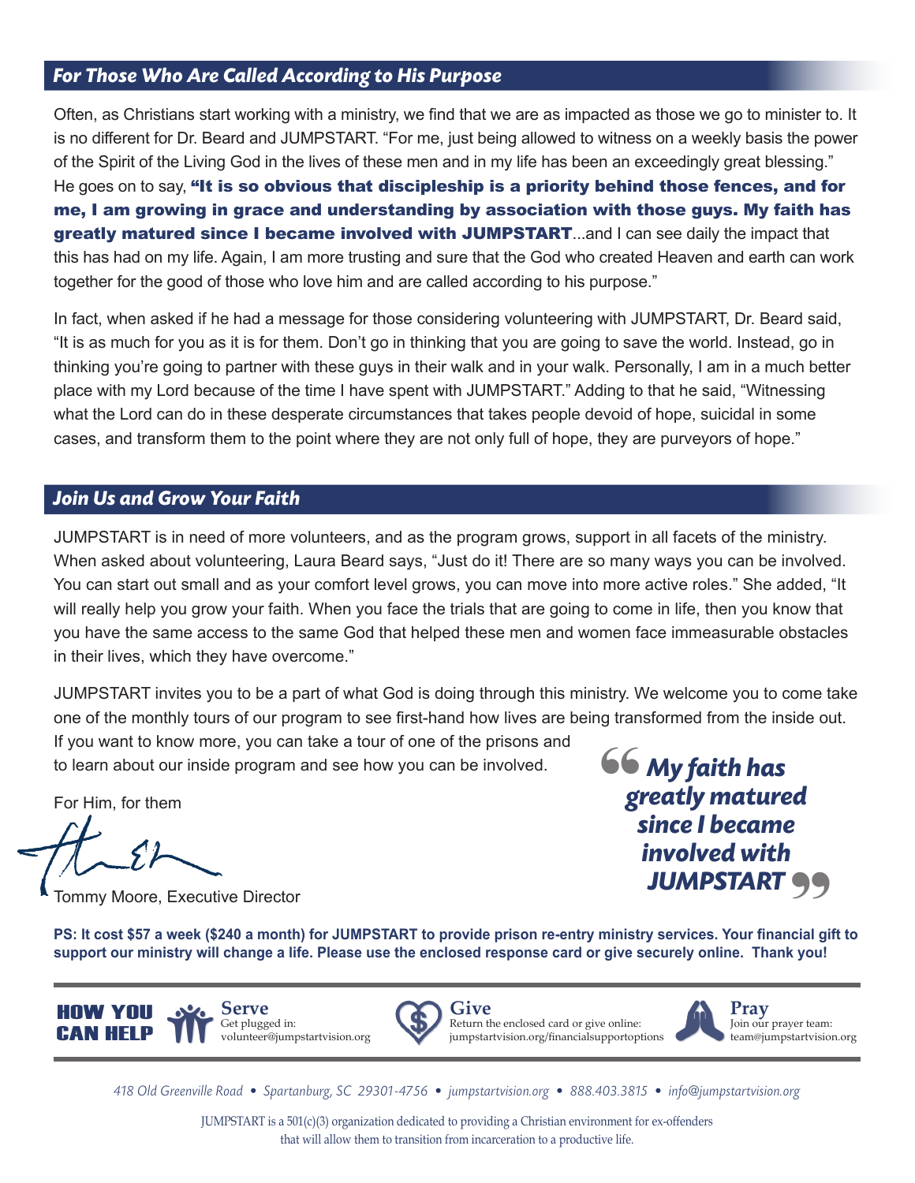## *For Those Who Are Called According to His Purpose*

Often, as Christians start working with a ministry, we find that we are as impacted as those we go to minister to. It is no different for Dr. Beard and JUMPSTART. “For me, just being allowed to witness on a weekly basis the power of the Spirit of the Living God in the lives of these men and in my life has been an exceedingly great blessing.” He goes on to say, **“It is so obvious that discipleship is a priority behind those fences, and for me, I am growing in grace and understanding by association with those guys. My faith has greatly matured since I became involved with JUMPSTART**...and I can see daily the impact that this has had on my life. Again, I am more trusting and sure that the God who created Heaven and earth can work together for the good of those who love him and are called according to his purpose.”

In fact, when asked if he had a message for those considering volunteering with JUMPSTART, Dr. Beard said, “It is as much for you as it is for them. Don’t go in thinking that you are going to save the world. Instead, go in thinking you’re going to partner with these guys in their walk and in your walk. Personally, I am in a much better place with my Lord because of the time I have spent with JUMPSTART.” Adding to that he said, “Witnessing what the Lord can do in these desperate circumstances that takes people devoid of hope, suicidal in some cases, and transform them to the point where they are not only full of hope, they are purveyors of hope.”

## *Join Us and Grow Your Faith*

JUMPSTART is in need of more volunteers, and as the program grows, support in all facets of the ministry. When asked about volunteering, Laura Beard says, “Just do it! There are so many ways you can be involved. You can start out small and as your comfort level grows, you can move into more active roles.” She added, “It will really help you grow your faith. When you face the trials that are going to come in life, then you know that you have the same access to the same God that helped these men and women face immeasurable obstacles in their lives, which they have overcome.”

JUMPSTART invites you to be a part of what God is doing through this ministry. We welcome you to come take one of the monthly tours of our program to see first-hand how lives are being transformed from the inside out. If you want to know more, you can take a tour of one of the prisons and to learn about our inside program and see how you can be involved.

> ***“My faith has greatly matured since I became involved with JUMPSTART”***

For Him, for them

Tommy Moore, Executive Director

**PS: It cost $57 a week ($240 a month) for JUMPSTART to provide prison re-entry ministry services. Your financial gift to support our ministry will change a life. Please use the enclosed response card or give securely online. Thank you!**

**HOW YOU CAN HELP**

**Serve**
Get plugged in:
volunteer@jumpstartvision.org

**Give**
Return the enclosed card or give online:
jumpstartvision.org/financialsupportoptions

**Pray**
Join our prayer team:
team@jumpstartvision.org

*418 Old Greenville Road • Spartanburg, SC 29301-4756 • jumpstartvision.org • 888.403.3815 • info@jumpstartvision.org*

JUMPSTART is a 501(c)(3) organization dedicated to providing a Christian environment for ex-offenders that will allow them to transition from incarceration to a productive life.